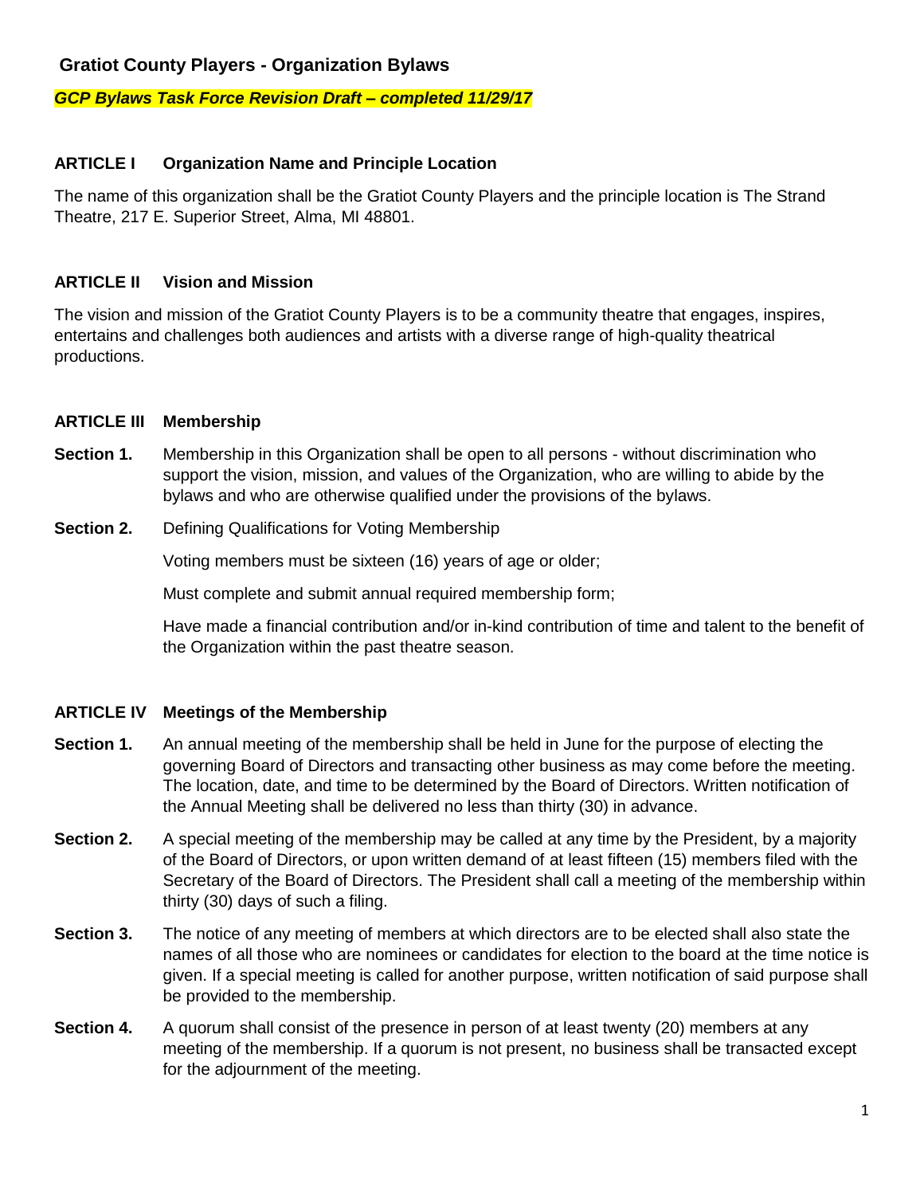## Gratiot County Players - Organization Bylaws

***GCP Bylaws Task Force Revision Draft – completed 11/29/17***

### ARTICLE I Organization Name and Principle Location

The name of this organization shall be the Gratiot County Players and the principle location is The Strand Theatre, 217 E. Superior Street, Alma, MI 48801.

### ARTICLE II Vision and Mission

The vision and mission of the Gratiot County Players is to be a community theatre that engages, inspires, entertains and challenges both audiences and artists with a diverse range of high-quality theatrical productions.

### ARTICLE III Membership

**Section 1.** Membership in this Organization shall be open to all persons - without discrimination who support the vision, mission, and values of the Organization, who are willing to abide by the bylaws and who are otherwise qualified under the provisions of the bylaws.

**Section 2.** Defining Qualifications for Voting Membership

Voting members must be sixteen (16) years of age or older;

Must complete and submit annual required membership form;

Have made a financial contribution and/or in-kind contribution of time and talent to the benefit of the Organization within the past theatre season.

### ARTICLE IV Meetings of the Membership

**Section 1.** An annual meeting of the membership shall be held in June for the purpose of electing the governing Board of Directors and transacting other business as may come before the meeting. The location, date, and time to be determined by the Board of Directors. Written notification of the Annual Meeting shall be delivered no less than thirty (30) in advance.

**Section 2.** A special meeting of the membership may be called at any time by the President, by a majority of the Board of Directors, or upon written demand of at least fifteen (15) members filed with the Secretary of the Board of Directors. The President shall call a meeting of the membership within thirty (30) days of such a filing.

**Section 3.** The notice of any meeting of members at which directors are to be elected shall also state the names of all those who are nominees or candidates for election to the board at the time notice is given. If a special meeting is called for another purpose, written notification of said purpose shall be provided to the membership.

**Section 4.** A quorum shall consist of the presence in person of at least twenty (20) members at any meeting of the membership. If a quorum is not present, no business shall be transacted except for the adjournment of the meeting.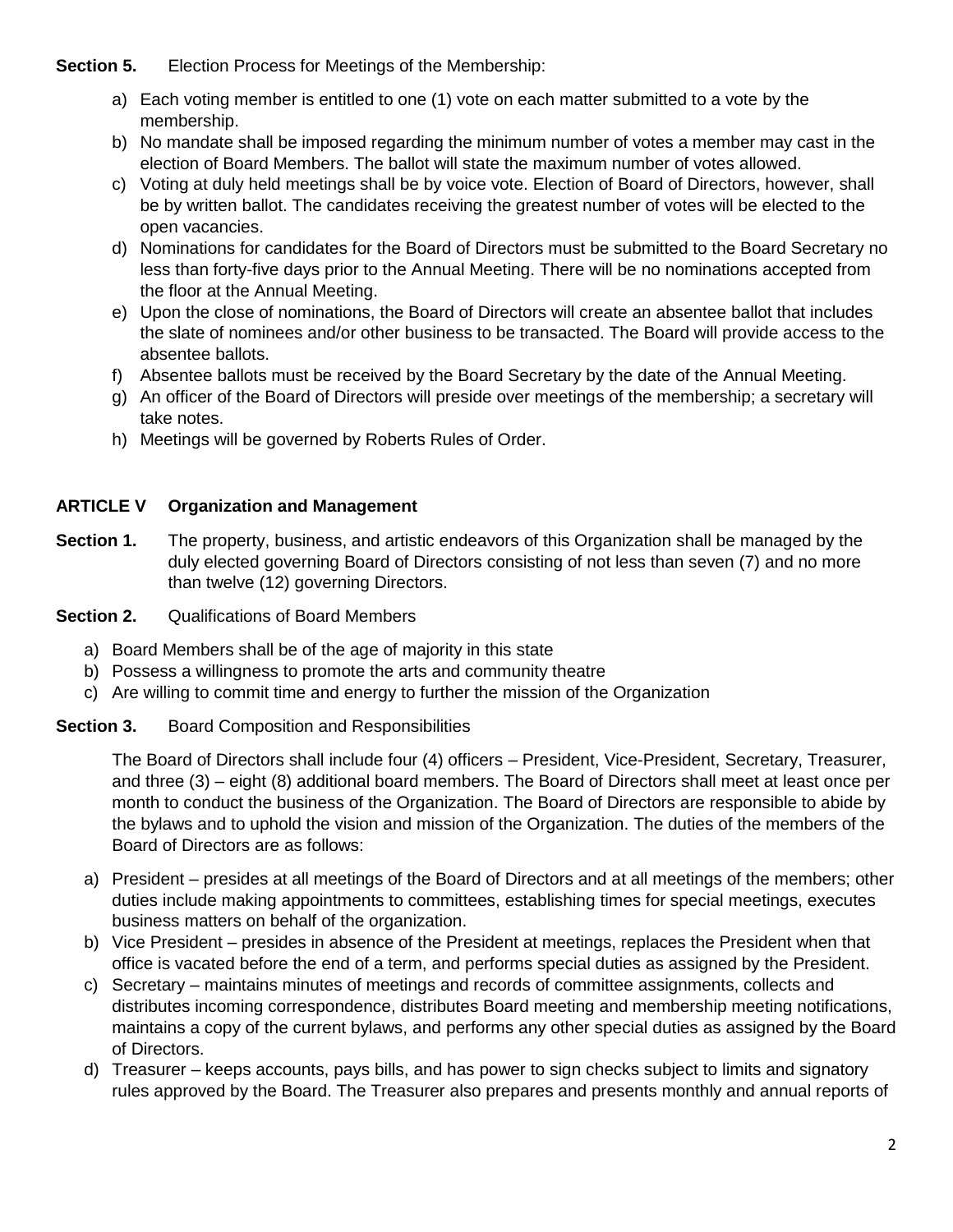**Section 5.** Election Process for Meetings of the Membership:

a) Each voting member is entitled to one (1) vote on each matter submitted to a vote by the membership.
b) No mandate shall be imposed regarding the minimum number of votes a member may cast in the election of Board Members. The ballot will state the maximum number of votes allowed.
c) Voting at duly held meetings shall be by voice vote. Election of Board of Directors, however, shall be by written ballot. The candidates receiving the greatest number of votes will be elected to the open vacancies.
d) Nominations for candidates for the Board of Directors must be submitted to the Board Secretary no less than forty-five days prior to the Annual Meeting. There will be no nominations accepted from the floor at the Annual Meeting.
e) Upon the close of nominations, the Board of Directors will create an absentee ballot that includes the slate of nominees and/or other business to be transacted. The Board will provide access to the absentee ballots.
f) Absentee ballots must be received by the Board Secretary by the date of the Annual Meeting.
g) An officer of the Board of Directors will preside over meetings of the membership; a secretary will take notes.
h) Meetings will be governed by Roberts Rules of Order.

## ARTICLE V Organization and Management

**Section 1.** The property, business, and artistic endeavors of this Organization shall be managed by the duly elected governing Board of Directors consisting of not less than seven (7) and no more than twelve (12) governing Directors.

**Section 2.** Qualifications of Board Members

a) Board Members shall be of the age of majority in this state
b) Possess a willingness to promote the arts and community theatre
c) Are willing to commit time and energy to further the mission of the Organization

**Section 3.** Board Composition and Responsibilities

The Board of Directors shall include four (4) officers – President, Vice-President, Secretary, Treasurer, and three (3) – eight (8) additional board members. The Board of Directors shall meet at least once per month to conduct the business of the Organization. The Board of Directors are responsible to abide by the bylaws and to uphold the vision and mission of the Organization. The duties of the members of the Board of Directors are as follows:

a) President – presides at all meetings of the Board of Directors and at all meetings of the members; other duties include making appointments to committees, establishing times for special meetings, executes business matters on behalf of the organization.
b) Vice President – presides in absence of the President at meetings, replaces the President when that office is vacated before the end of a term, and performs special duties as assigned by the President.
c) Secretary – maintains minutes of meetings and records of committee assignments, collects and distributes incoming correspondence, distributes Board meeting and membership meeting notifications, maintains a copy of the current bylaws, and performs any other special duties as assigned by the Board of Directors.
d) Treasurer – keeps accounts, pays bills, and has power to sign checks subject to limits and signatory rules approved by the Board. The Treasurer also prepares and presents monthly and annual reports of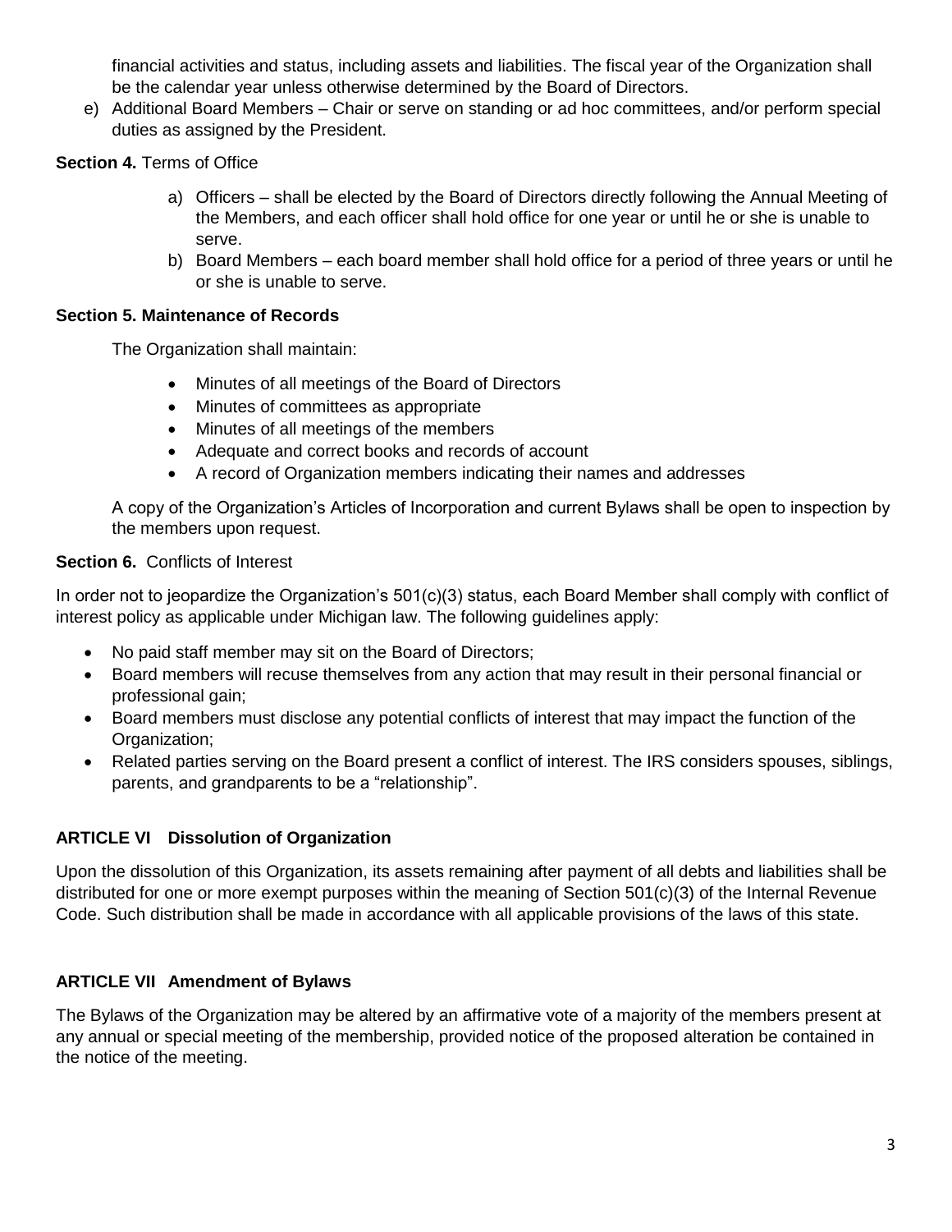financial activities and status, including assets and liabilities. The fiscal year of the Organization shall be the calendar year unless otherwise determined by the Board of Directors.

e) Additional Board Members – Chair or serve on standing or ad hoc committees, and/or perform special duties as assigned by the President.

**Section 4.** Terms of Office

a) Officers – shall be elected by the Board of Directors directly following the Annual Meeting of the Members, and each officer shall hold office for one year or until he or she is unable to serve.
b) Board Members – each board member shall hold office for a period of three years or until he or she is unable to serve.

**Section 5. Maintenance of Records**

The Organization shall maintain:

- Minutes of all meetings of the Board of Directors
- Minutes of committees as appropriate
- Minutes of all meetings of the members
- Adequate and correct books and records of account
- A record of Organization members indicating their names and addresses

A copy of the Organization's Articles of Incorporation and current Bylaws shall be open to inspection by the members upon request.

**Section 6.** Conflicts of Interest

In order not to jeopardize the Organization's 501(c)(3) status, each Board Member shall comply with conflict of interest policy as applicable under Michigan law. The following guidelines apply:

- No paid staff member may sit on the Board of Directors;
- Board members will recuse themselves from any action that may result in their personal financial or professional gain;
- Board members must disclose any potential conflicts of interest that may impact the function of the Organization;
- Related parties serving on the Board present a conflict of interest. The IRS considers spouses, siblings, parents, and grandparents to be a "relationship".

## ARTICLE VI Dissolution of Organization

Upon the dissolution of this Organization, its assets remaining after payment of all debts and liabilities shall be distributed for one or more exempt purposes within the meaning of Section 501(c)(3) of the Internal Revenue Code. Such distribution shall be made in accordance with all applicable provisions of the laws of this state.

## ARTICLE VII Amendment of Bylaws

The Bylaws of the Organization may be altered by an affirmative vote of a majority of the members present at any annual or special meeting of the membership, provided notice of the proposed alteration be contained in the notice of the meeting.